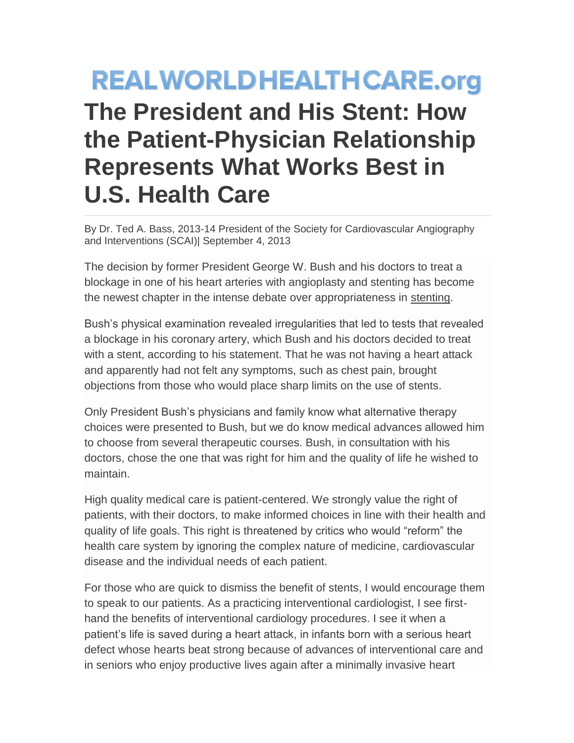REALWORLDHEALTHCARE.org

# The President and His Stent: How the Patient-Physician Relationship Represents What Works Best in U.S. Health Care

By Dr. Ted A. Bass, 2013-14 President of the Society for Cardiovascular Angiography and Interventions (SCAI)| September 4, 2013

The decision by former President George W. Bush and his doctors to treat a blockage in one of his heart arteries with angioplasty and stenting has become the newest chapter in the intense debate over appropriateness in stenting.

Bush's physical examination revealed irregularities that led to tests that revealed a blockage in his coronary artery, which Bush and his doctors decided to treat with a stent, according to his statement. That he was not having a heart attack and apparently had not felt any symptoms, such as chest pain, brought objections from those who would place sharp limits on the use of stents.

Only President Bush's physicians and family know what alternative therapy choices were presented to Bush, but we do know medical advances allowed him to choose from several therapeutic courses. Bush, in consultation with his doctors, chose the one that was right for him and the quality of life he wished to maintain.

High quality medical care is patient-centered. We strongly value the right of patients, with their doctors, to make informed choices in line with their health and quality of life goals. This right is threatened by critics who would "reform" the health care system by ignoring the complex nature of medicine, cardiovascular disease and the individual needs of each patient.

For those who are quick to dismiss the benefit of stents, I would encourage them to speak to our patients. As a practicing interventional cardiologist, I see first-hand the benefits of interventional cardiology procedures. I see it when a patient's life is saved during a heart attack, in infants born with a serious heart defect whose hearts beat strong because of advances of interventional care and in seniors who enjoy productive lives again after a minimally invasive heart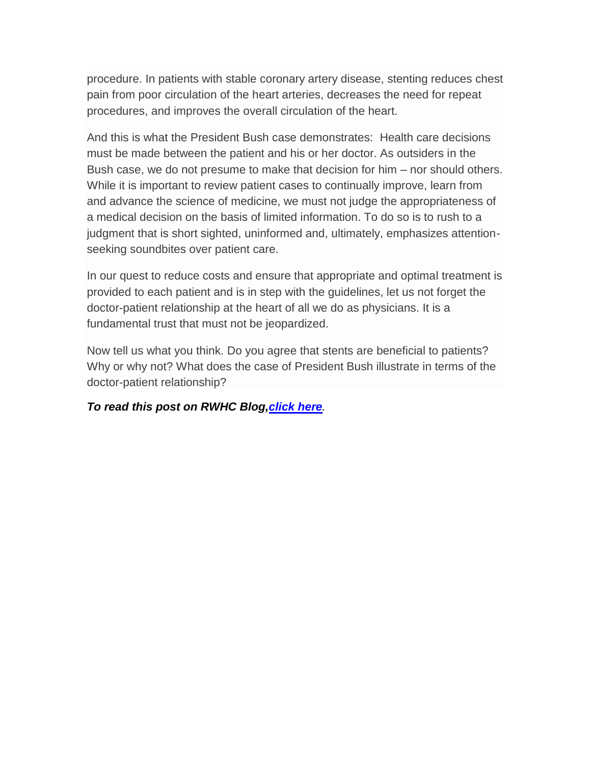procedure. In patients with stable coronary artery disease, stenting reduces chest pain from poor circulation of the heart arteries, decreases the need for repeat procedures, and improves the overall circulation of the heart.

And this is what the President Bush case demonstrates:  Health care decisions must be made between the patient and his or her doctor. As outsiders in the Bush case, we do not presume to make that decision for him – nor should others. While it is important to review patient cases to continually improve, learn from and advance the science of medicine, we must not judge the appropriateness of a medical decision on the basis of limited information. To do so is to rush to a judgment that is short sighted, uninformed and, ultimately, emphasizes attention-seeking soundbites over patient care.

In our quest to reduce costs and ensure that appropriate and optimal treatment is provided to each patient and is in step with the guidelines, let us not forget the doctor-patient relationship at the heart of all we do as physicians. It is a fundamental trust that must not be jeopardized.

Now tell us what you think. Do you agree that stents are beneficial to patients? Why or why not? What does the case of President Bush illustrate in terms of the doctor-patient relationship?

***To read this post on RWHC Blog,[click here](#).***